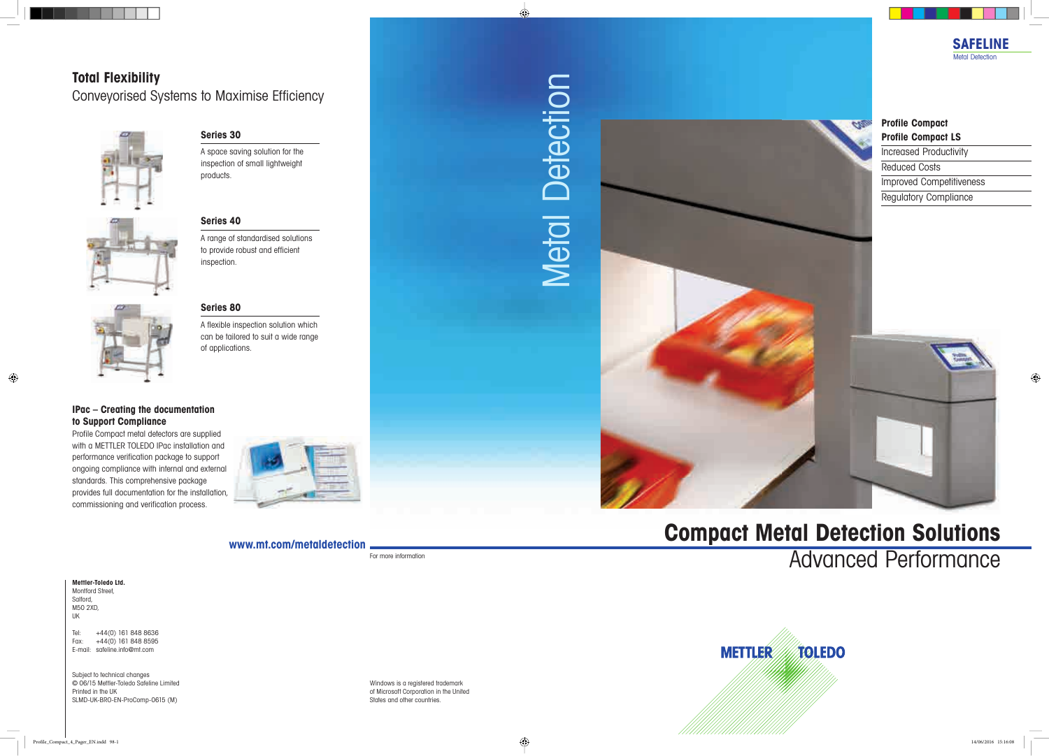## Total Flexibility

Conveyorised Systems to Maximise Efficiency

### Series 30

A space saving solution for the inspection of small lightweight products.

### Series 40

A range of standardised solutions to provide robust and efficient inspection.

### Series 80

A flexible inspection solution which can be tailored to suit a wide range of applications.

### IPac – Creating the documentation to Support Compliance

Profile Compact metal detectors are supplied with a METTLER TOLEDO IPac installation and performance verification package to support ongoing compliance with internal and external standards. This comprehensive package provides full documentation for the installation, commissioning and verification process.

**www.mt.com/metaldetection**

For more information

**Mettler-Toledo Ltd.**
Montford Street,
Salford,
M50 2XD,
UK

Tel: +44(0) 161 848 8636
Fax: +44(0) 161 848 8595
E-mail: safeline.info@mt.com

Subject to technical changes
© 06/15 Mettler-Toledo Safeline Limited
Printed in the UK
SLMD-UK-BRO-EN-ProComp-0615 (M)

Windows is a registered trademark of Microsoft Corporation in the United States and other countries.

Metal Detection

**SAFELINE**
Metal Detection

**Profile Compact**
**Profile Compact LS**

- Increased Productivity
- Reduced Costs
- Improved Competitiveness
- Regulatory Compliance

# Compact Metal Detection Solutions

## Advanced Performance

METTLER TOLEDO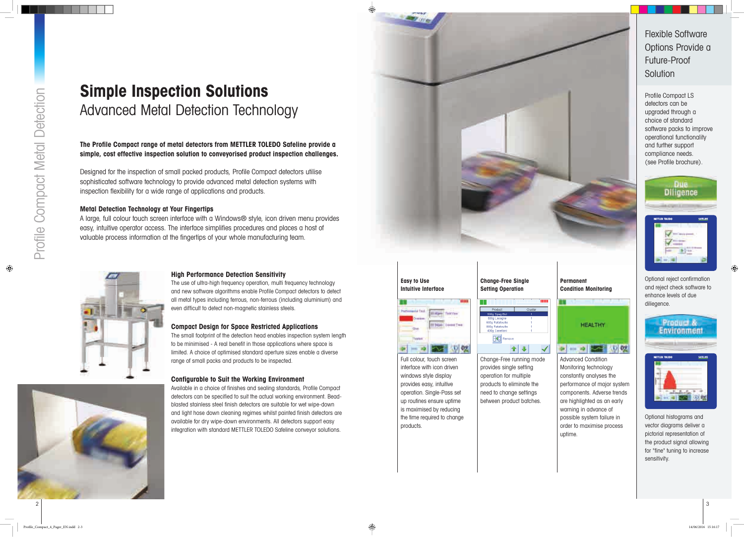Profile Compact Metal Detection

# Simple Inspection Solutions
## Advanced Metal Detection Technology

**The Profile Compact range of metal detectors from METTLER TOLEDO Safeline provide a simple, cost effective inspection solution to conveyorised product inspection challenges.**

Designed for the inspection of small packed products, Profile Compact detectors utilise sophisticated software technology to provide advanced metal detection systems with inspection flexibility for a wide range of applications and products.

### Metal Detection Technology at Your Fingertips

A large, full colour touch screen interface with a Windows® style, icon driven menu provides easy, intuitive operator access. The interface simplifies procedures and places a host of valuable process information at the fingertips of your whole manufacturing team.

### High Performance Detection Sensitivity

The use of ultra-high frequency operation, multi frequency technology and new software algorithms enable Profile Compact detectors to detect all metal types including ferrous, non-ferrous (including aluminium) and even difficult to detect non-magnetic stainless steels.

### Compact Design for Space Restricted Applications

The small footprint of the detection head enables inspection system length to be minimised - A real benefit in those applications where space is limited. A choice of optimised standard aperture sizes enable a diverse range of small packs and products to be inspected.

### Configurable to Suit the Working Environment

Available in a choice of finishes and sealing standards, Profile Compact detectors can be specified to suit the actual working environment. Bead-blasted stainless steel finish detectors are suitable for wet wipe-down and light hose down cleaning regimes whilst painted finish detectors are available for dry wipe-down environments. All detectors support easy integration with standard METTLER TOLEDO Safeline conveyor solutions.

### Easy to Use Intuitive Interface

Full colour, touch screen interface with icon driven windows style display provides easy, intuitive operation. Single-Pass set up routines ensure uptime is maximised by reducing the time required to change products.

### Change-Free Single Setting Operation

Change-Free running mode provides single setting operation for multiple products to eliminate the need to change settings between product batches.

### Permanent Condition Monitoring

Advanced Condition Monitoring technology constantly analyses the performance of major system components. Adverse trends are highlighted as an early warning in advance of possible system failure in order to maximise process uptime.

## Flexible Software Options Provide a Future-Proof Solution

Profile Compact LS detectors can be upgraded through a choice of standard software packs to improve operational functionality and further support compliance needs. (see Profile brochure).

Due Diligence

Optional reject confirmation and reject check software to enhance levels of due diligence.

Product & Environment

Optional histograms and vector diagrams deliver a pictorial representation of the product signal allowing for "fine" tuning to increase sensitivity.